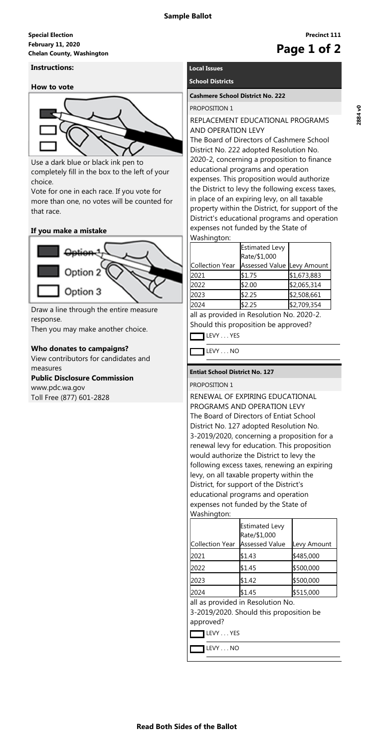# Sample Ballot

**Special Election**
**February 11, 2020**
**Chelan County, Washington**

**Precinct 111**

## Instructions:

### How to vote

Use a dark blue or black ink pen to completely fill in the box to the left of your choice.

Vote for one in each race. If you vote for more than one, no votes will be counted for that race.

### If you make a mistake

Draw a line through the entire measure response.

Then you may make another choice.

### Who donates to campaigns?

View contributors for candidates and measures

**Public Disclosure Commission**
www.pdc.wa.gov
Toll Free (877) 601-2828

## Local Issues

### School Districts

#### Cashmere School District No. 222

PROPOSITION 1

REPLACEMENT EDUCATIONAL PROGRAMS AND OPERATION LEVY

The Board of Directors of Cashmere School District No. 222 adopted Resolution No. 2020-2, concerning a proposition to finance educational programs and operation expenses. This proposition would authorize the District to levy the following excess taxes, in place of an expiring levy, on all taxable property within the District, for support of the District's educational programs and operation expenses not funded by the State of Washington:

| Collection Year | Estimated Levy Rate/$1,000 Assessed Value | Levy Amount |
|---|---|---|
| 2021 | $1.75 | $1,673,883 |
| 2022 | $2.00 | $2,065,314 |
| 2023 | $2.25 | $2,508,661 |
| 2024 | $2.25 | $2,709,354 |

all as provided in Resolution No. 2020-2. Should this proposition be approved?

☐ LEVY . . . YES

☐ LEVY . . . NO

#### Entiat School District No. 127

PROPOSITION 1

RENEWAL OF EXPIRING EDUCATIONAL PROGRAMS AND OPERATION LEVY

The Board of Directors of Entiat School District No. 127 adopted Resolution No. 3-2019/2020, concerning a proposition for a renewal levy for education. This proposition would authorize the District to levy the following excess taxes, renewing an expiring levy, on all taxable property within the District, for support of the District's educational programs and operation expenses not funded by the State of Washington:

| Collection Year | Estimated Levy Rate/$1,000 Assessed Value | Levy Amount |
|---|---|---|
| 2021 | $1.43 | $485,000 |
| 2022 | $1.45 | $500,000 |
| 2023 | $1.42 | $500,000 |
| 2024 | $1.45 | $515,000 |

all as provided in Resolution No. 3-2019/2020. Should this proposition be approved?

☐ LEVY . . . YES

☐ LEVY . . . NO

**Read Both Sides of the Ballot**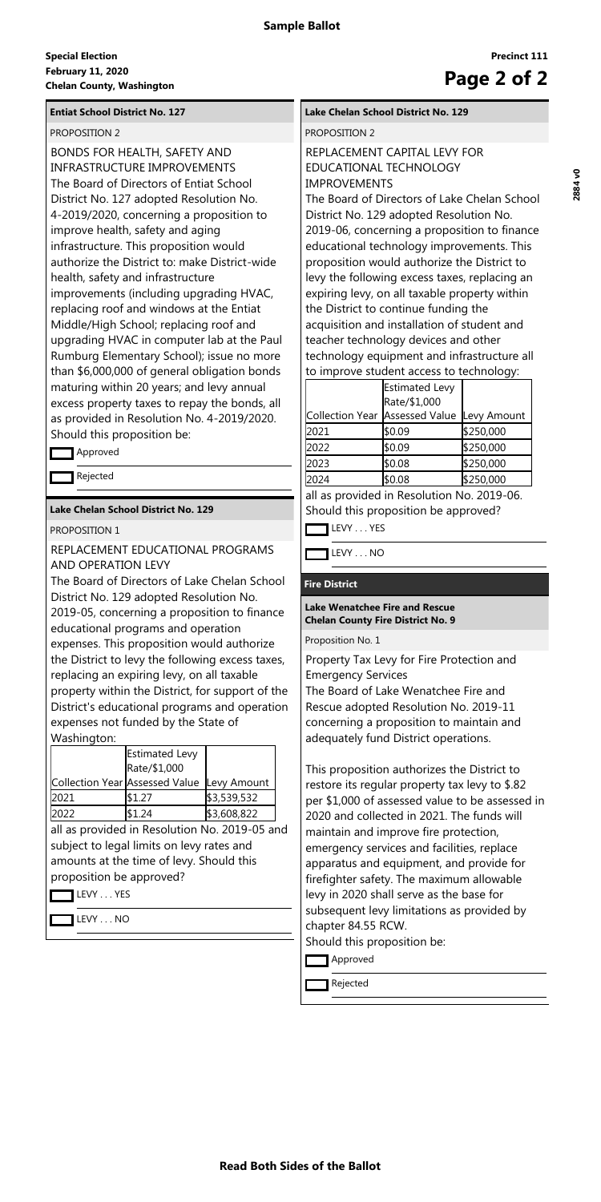**Sample Ballot**

**Special Election**
**February 11, 2020**
**Chelan County, Washington**

**Precinct 111**

### Entiat School District No. 127

PROPOSITION 2

BONDS FOR HEALTH, SAFETY AND INFRASTRUCTURE IMPROVEMENTS

The Board of Directors of Entiat School District No. 127 adopted Resolution No. 4-2019/2020, concerning a proposition to improve health, safety and aging infrastructure. This proposition would authorize the District to: make District-wide health, safety and infrastructure improvements (including upgrading HVAC, replacing roof and windows at the Entiat Middle/High School; replacing roof and upgrading HVAC in computer lab at the Paul Rumburg Elementary School); issue no more than $6,000,000 of general obligation bonds maturing within 20 years; and levy annual excess property taxes to repay the bonds, all as provided in Resolution No. 4-2019/2020. Should this proposition be:

- [ ] Approved
- [ ] Rejected

### Lake Chelan School District No. 129

PROPOSITION 1

REPLACEMENT EDUCATIONAL PROGRAMS AND OPERATION LEVY

The Board of Directors of Lake Chelan School District No. 129 adopted Resolution No. 2019-05, concerning a proposition to finance educational programs and operation expenses. This proposition would authorize the District to levy the following excess taxes, replacing an expiring levy, on all taxable property within the District, for support of the District's educational programs and operation expenses not funded by the State of Washington:

| Collection Year | Estimated Levy Rate/$1,000 Assessed Value | Levy Amount |
|---|---|---|
| 2021 | $1.27 | $3,539,532 |
| 2022 | $1.24 | $3,608,822 |

all as provided in Resolution No. 2019-05 and subject to legal limits on levy rates and amounts at the time of levy. Should this proposition be approved?

- [ ] LEVY . . . YES
- [ ] LEVY . . . NO

### Lake Chelan School District No. 129

PROPOSITION 2

REPLACEMENT CAPITAL LEVY FOR EDUCATIONAL TECHNOLOGY IMPROVEMENTS

The Board of Directors of Lake Chelan School District No. 129 adopted Resolution No. 2019-06, concerning a proposition to finance educational technology improvements. This proposition would authorize the District to levy the following excess taxes, replacing an expiring levy, on all taxable property within the District to continue funding the acquisition and installation of student and teacher technology devices and other technology equipment and infrastructure all to improve student access to technology:

| Collection Year | Estimated Levy Rate/$1,000 Assessed Value | Levy Amount |
|---|---|---|
| 2021 | $0.09 | $250,000 |
| 2022 | $0.09 | $250,000 |
| 2023 | $0.08 | $250,000 |
| 2024 | $0.08 | $250,000 |

all as provided in Resolution No. 2019-06. Should this proposition be approved?

- [ ] LEVY . . . YES
- [ ] LEVY . . . NO

### Fire District

**Lake Wenatchee Fire and Rescue**
**Chelan County Fire District No. 9**

Proposition No. 1

Property Tax Levy for Fire Protection and Emergency Services

The Board of Lake Wenatchee Fire and Rescue adopted Resolution No. 2019-11 concerning a proposition to maintain and adequately fund District operations.

This proposition authorizes the District to restore its regular property tax levy to $.82 per $1,000 of assessed value to be assessed in 2020 and collected in 2021. The funds will maintain and improve fire protection, emergency services and facilities, replace apparatus and equipment, and provide for firefighter safety. The maximum allowable levy in 2020 shall serve as the base for subsequent levy limitations as provided by chapter 84.55 RCW.

Should this proposition be:

- [ ] Approved
- [ ] Rejected

**Read Both Sides of the Ballot**